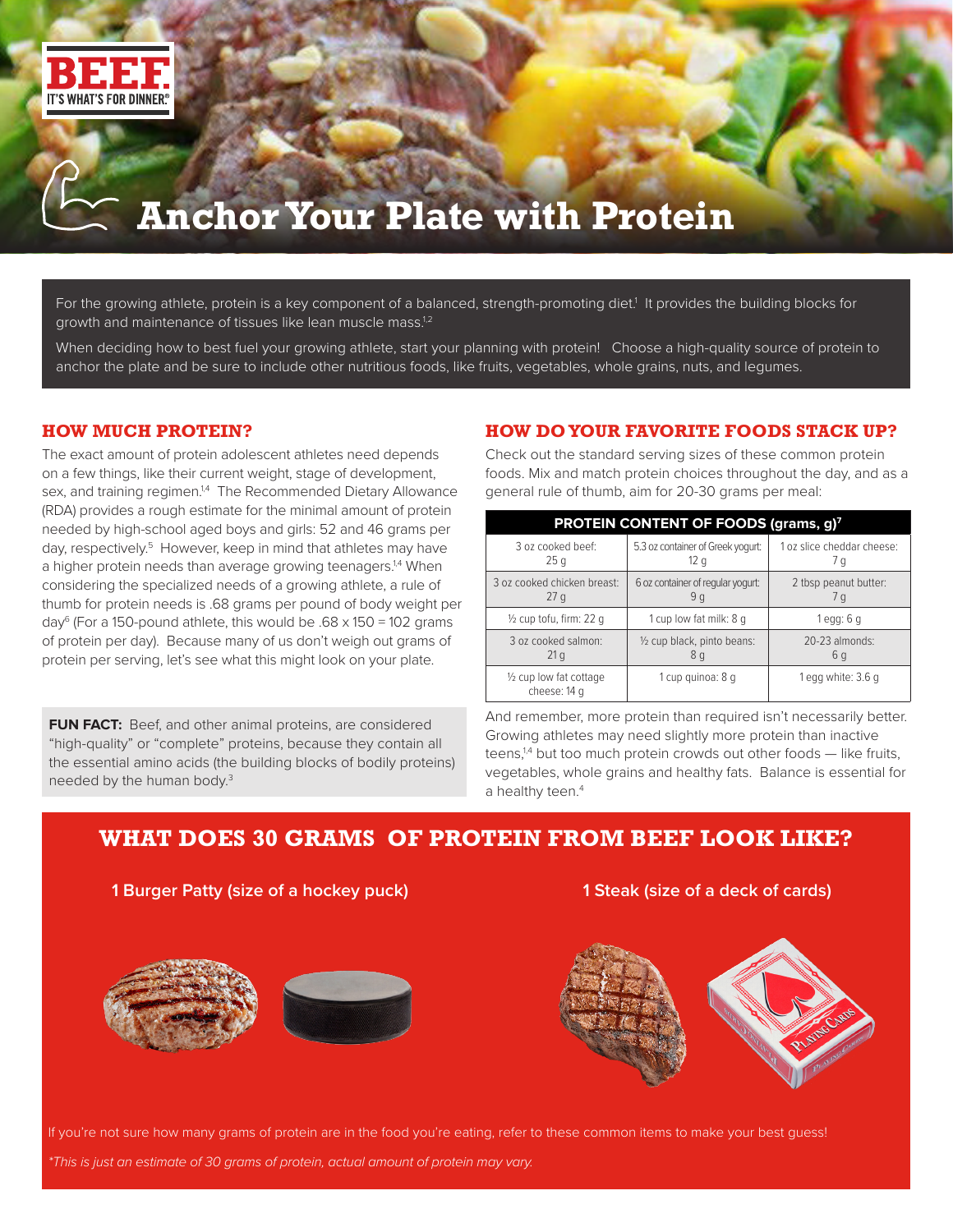BEEF. IT'S WHAT'S FOR DINNER.

# Anchor Your Plate with Protein

For the growing athlete, protein is a key component of a balanced, strength-promoting diet.[1] It provides the building blocks for growth and maintenance of tissues like lean muscle mass.[1,2]

When deciding how to best fuel your growing athlete, start your planning with protein! Choose a high-quality source of protein to anchor the plate and be sure to include other nutritious foods, like fruits, vegetables, whole grains, nuts, and legumes.

## HOW MUCH PROTEIN?

The exact amount of protein adolescent athletes need depends on a few things, like their current weight, stage of development, sex, and training regimen.[1,4] The Recommended Dietary Allowance (RDA) provides a rough estimate for the minimal amount of protein needed by high-school aged boys and girls: 52 and 46 grams per day, respectively.[5] However, keep in mind that athletes may have a higher protein needs than average growing teenagers.[1,4] When considering the specialized needs of a growing athlete, a rule of thumb for protein needs is .68 grams per pound of body weight per day[6] (For a 150-pound athlete, this would be .68 x 150 = 102 grams of protein per day). Because many of us don't weigh out grams of protein per serving, let's see what this might look on your plate.

**FUN FACT:** Beef, and other animal proteins, are considered "high-quality" or "complete" proteins, because they contain all the essential amino acids (the building blocks of bodily proteins) needed by the human body.[3]

## HOW DO YOUR FAVORITE FOODS STACK UP?

Check out the standard serving sizes of these common protein foods. Mix and match protein choices throughout the day, and as a general rule of thumb, aim for 20-30 grams per meal:

| PROTEIN CONTENT OF FOODS (grams, g)[7] | | |
|---|---|---|
| 3 oz cooked beef: 25 g | 5.3 oz container of Greek yogurt: 12 g | 1 oz slice cheddar cheese: 7 g |
| 3 oz cooked chicken breast: 27 g | 6 oz container of regular yogurt: 9 g | 2 tbsp peanut butter: 7 g |
| ½ cup tofu, firm: 22 g | 1 cup low fat milk: 8 g | 1 egg: 6 g |
| 3 oz cooked salmon: 21 g | ½ cup black, pinto beans: 8 g | 20-23 almonds: 6 g |
| ½ cup low fat cottage cheese: 14 g | 1 cup quinoa: 8 g | 1 egg white: 3.6 g |

And remember, more protein than required isn't necessarily better. Growing athletes may need slightly more protein than inactive teens,[1,4] but too much protein crowds out other foods — like fruits, vegetables, whole grains and healthy fats. Balance is essential for a healthy teen.[4]

## WHAT DOES 30 GRAMS OF PROTEIN FROM BEEF LOOK LIKE?

**1 Burger Patty (size of a hockey puck)**

**1 Steak (size of a deck of cards)**

If you're not sure how many grams of protein are in the food you're eating, refer to these common items to make your best guess!

*\*This is just an estimate of 30 grams of protein, actual amount of protein may vary.*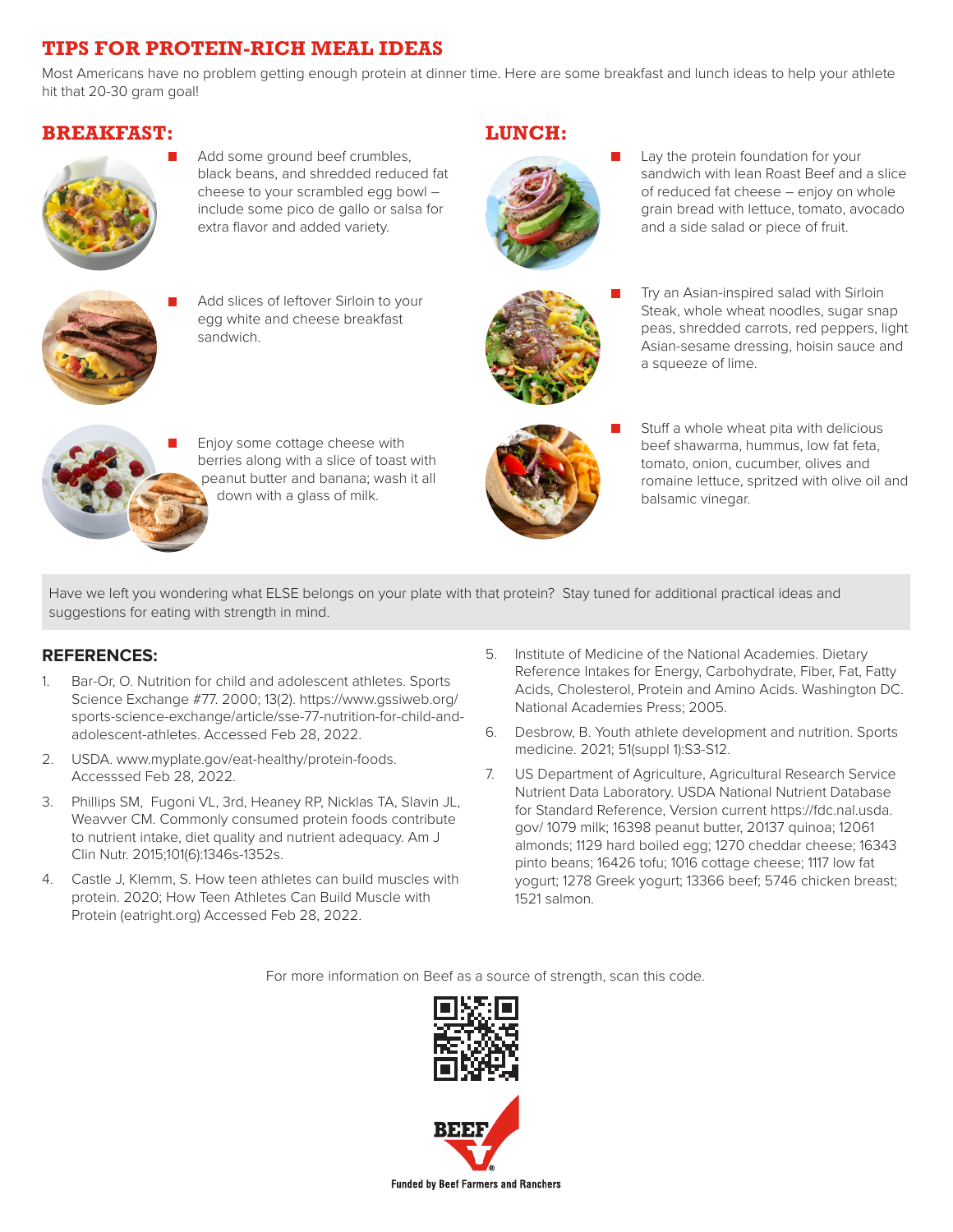## TIPS FOR PROTEIN-RICH MEAL IDEAS

Most Americans have no problem getting enough protein at dinner time. Here are some breakfast and lunch ideas to help your athlete hit that 20-30 gram goal!

### BREAKFAST:

- Add some ground beef crumbles, black beans, and shredded reduced fat cheese to your scrambled egg bowl – include some pico de gallo or salsa for extra flavor and added variety.
- Add slices of leftover Sirloin to your egg white and cheese breakfast sandwich.
- Enjoy some cottage cheese with berries along with a slice of toast with peanut butter and banana; wash it all down with a glass of milk.

### LUNCH:

- Lay the protein foundation for your sandwich with lean Roast Beef and a slice of reduced fat cheese – enjoy on whole grain bread with lettuce, tomato, avocado and a side salad or piece of fruit.
- Try an Asian-inspired salad with Sirloin Steak, whole wheat noodles, sugar snap peas, shredded carrots, red peppers, light Asian-sesame dressing, hoisin sauce and a squeeze of lime.
- Stuff a whole wheat pita with delicious beef shawarma, hummus, low fat feta, tomato, onion, cucumber, olives and romaine lettuce, spritzed with olive oil and balsamic vinegar.

Have we left you wondering what ELSE belongs on your plate with that protein? Stay tuned for additional practical ideas and suggestions for eating with strength in mind.

### REFERENCES:

1. Bar-Or, O. Nutrition for child and adolescent athletes. Sports Science Exchange #77. 2000; 13(2). https://www.gssiweb.org/sports-science-exchange/article/sse-77-nutrition-for-child-and-adolescent-athletes. Accessed Feb 28, 2022.
2. USDA. www.myplate.gov/eat-healthy/protein-foods. Accesssed Feb 28, 2022.
3. Phillips SM, Fugoni VL, 3rd, Heaney RP, Nicklas TA, Slavin JL, Weavver CM. Commonly consumed protein foods contribute to nutrient intake, diet quality and nutrient adequacy. Am J Clin Nutr. 2015;101(6):1346s-1352s.
4. Castle J, Klemm, S. How teen athletes can build muscles with protein. 2020; How Teen Athletes Can Build Muscle with Protein (eatright.org) Accessed Feb 28, 2022.
5. Institute of Medicine of the National Academies. Dietary Reference Intakes for Energy, Carbohydrate, Fiber, Fat, Fatty Acids, Cholesterol, Protein and Amino Acids. Washington DC. National Academies Press; 2005.
6. Desbrow, B. Youth athlete development and nutrition. Sports medicine. 2021; 51(suppl 1):S3-S12.
7. US Department of Agriculture, Agricultural Research Service Nutrient Data Laboratory. USDA National Nutrient Database for Standard Reference, Version current https://fdc.nal.usda.gov/ 1079 milk; 16398 peanut butter, 20137 quinoa; 12061 almonds; 1129 hard boiled egg; 1270 cheddar cheese; 16343 pinto beans; 16426 tofu; 1016 cottage cheese; 1117 low fat yogurt; 1278 Greek yogurt; 13366 beef; 5746 chicken breast; 1521 salmon.

For more information on Beef as a source of strength, scan this code.

BEEF

Funded by Beef Farmers and Ranchers